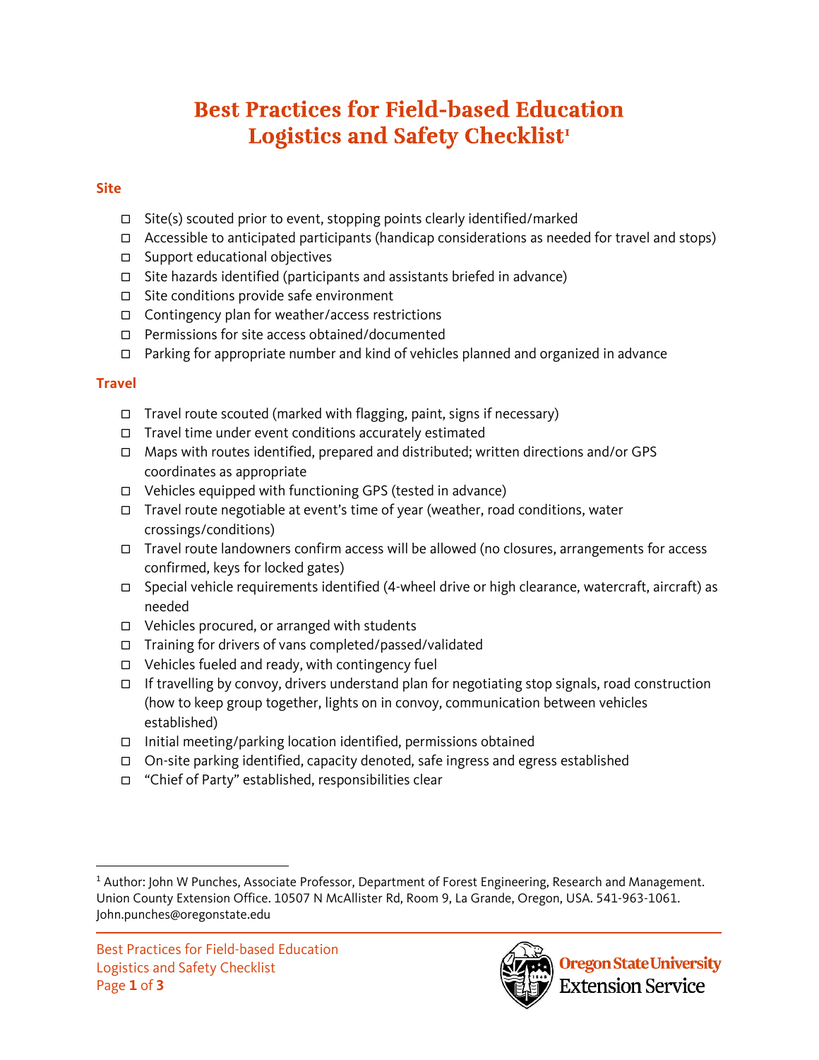# Best Practices for Field-based Education Logistics and Safety Checklist[1]

## Site

- ☐ Site(s) scouted prior to event, stopping points clearly identified/marked
- ☐ Accessible to anticipated participants (handicap considerations as needed for travel and stops)
- ☐ Support educational objectives
- ☐ Site hazards identified (participants and assistants briefed in advance)
- ☐ Site conditions provide safe environment
- ☐ Contingency plan for weather/access restrictions
- ☐ Permissions for site access obtained/documented
- ☐ Parking for appropriate number and kind of vehicles planned and organized in advance

## Travel

- ☐ Travel route scouted (marked with flagging, paint, signs if necessary)
- ☐ Travel time under event conditions accurately estimated
- ☐ Maps with routes identified, prepared and distributed; written directions and/or GPS coordinates as appropriate
- ☐ Vehicles equipped with functioning GPS (tested in advance)
- ☐ Travel route negotiable at event's time of year (weather, road conditions, water crossings/conditions)
- ☐ Travel route landowners confirm access will be allowed (no closures, arrangements for access confirmed, keys for locked gates)
- ☐ Special vehicle requirements identified (4-wheel drive or high clearance, watercraft, aircraft) as needed
- ☐ Vehicles procured, or arranged with students
- ☐ Training for drivers of vans completed/passed/validated
- ☐ Vehicles fueled and ready, with contingency fuel
- ☐ If travelling by convoy, drivers understand plan for negotiating stop signals, road construction (how to keep group together, lights on in convoy, communication between vehicles established)
- ☐ Initial meeting/parking location identified, permissions obtained
- ☐ On-site parking identified, capacity denoted, safe ingress and egress established
- ☐ "Chief of Party" established, responsibilities clear

---

[1] Author: John W Punches, Associate Professor, Department of Forest Engineering, Research and Management. Union County Extension Office. 10507 N McAllister Rd, Room 9, La Grande, Oregon, USA. 541-963-1061. John.punches@oregonstate.edu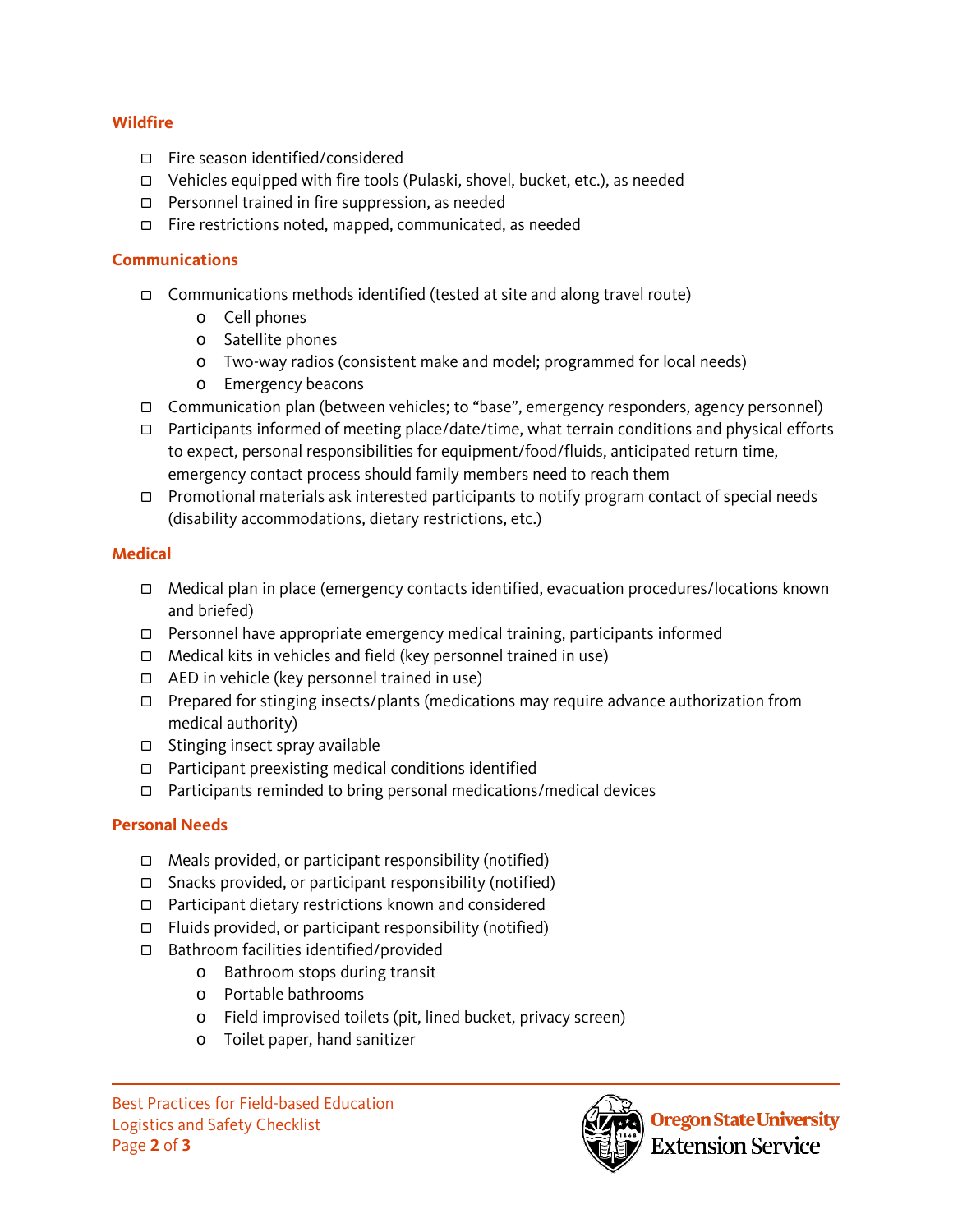### Wildfire

- ☐ Fire season identified/considered
- ☐ Vehicles equipped with fire tools (Pulaski, shovel, bucket, etc.), as needed
- ☐ Personnel trained in fire suppression, as needed
- ☐ Fire restrictions noted, mapped, communicated, as needed

### Communications

- ☐ Communications methods identified (tested at site and along travel route)
  - Cell phones
  - Satellite phones
  - Two-way radios (consistent make and model; programmed for local needs)
  - Emergency beacons
- ☐ Communication plan (between vehicles; to "base", emergency responders, agency personnel)
- ☐ Participants informed of meeting place/date/time, what terrain conditions and physical efforts to expect, personal responsibilities for equipment/food/fluids, anticipated return time, emergency contact process should family members need to reach them
- ☐ Promotional materials ask interested participants to notify program contact of special needs (disability accommodations, dietary restrictions, etc.)

### Medical

- ☐ Medical plan in place (emergency contacts identified, evacuation procedures/locations known and briefed)
- ☐ Personnel have appropriate emergency medical training, participants informed
- ☐ Medical kits in vehicles and field (key personnel trained in use)
- ☐ AED in vehicle (key personnel trained in use)
- ☐ Prepared for stinging insects/plants (medications may require advance authorization from medical authority)
- ☐ Stinging insect spray available
- ☐ Participant preexisting medical conditions identified
- ☐ Participants reminded to bring personal medications/medical devices

### Personal Needs

- ☐ Meals provided, or participant responsibility (notified)
- ☐ Snacks provided, or participant responsibility (notified)
- ☐ Participant dietary restrictions known and considered
- ☐ Fluids provided, or participant responsibility (notified)
- ☐ Bathroom facilities identified/provided
  - Bathroom stops during transit
  - Portable bathrooms
  - Field improvised toilets (pit, lined bucket, privacy screen)
  - Toilet paper, hand sanitizer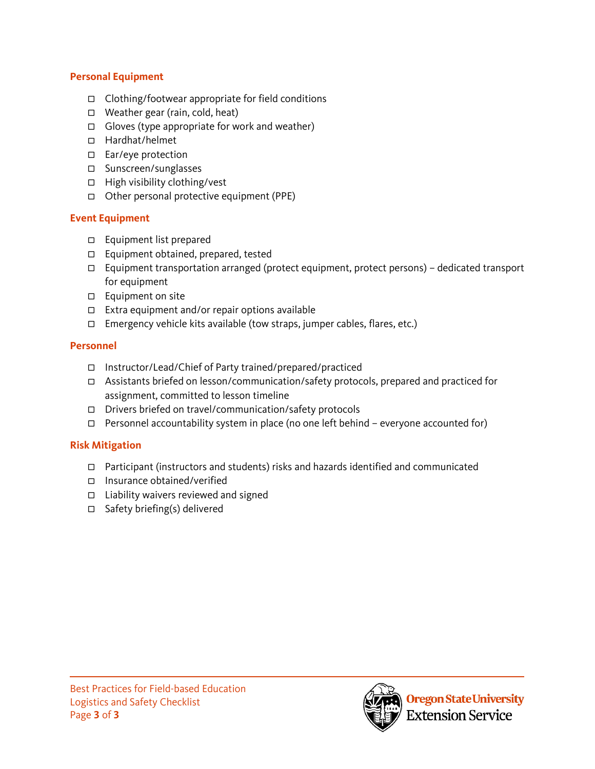## Personal Equipment

- ☐ Clothing/footwear appropriate for field conditions
- ☐ Weather gear (rain, cold, heat)
- ☐ Gloves (type appropriate for work and weather)
- ☐ Hardhat/helmet
- ☐ Ear/eye protection
- ☐ Sunscreen/sunglasses
- ☐ High visibility clothing/vest
- ☐ Other personal protective equipment (PPE)

## Event Equipment

- ☐ Equipment list prepared
- ☐ Equipment obtained, prepared, tested
- ☐ Equipment transportation arranged (protect equipment, protect persons) – dedicated transport for equipment
- ☐ Equipment on site
- ☐ Extra equipment and/or repair options available
- ☐ Emergency vehicle kits available (tow straps, jumper cables, flares, etc.)

## Personnel

- ☐ Instructor/Lead/Chief of Party trained/prepared/practiced
- ☐ Assistants briefed on lesson/communication/safety protocols, prepared and practiced for assignment, committed to lesson timeline
- ☐ Drivers briefed on travel/communication/safety protocols
- ☐ Personnel accountability system in place (no one left behind – everyone accounted for)

## Risk Mitigation

- ☐ Participant (instructors and students) risks and hazards identified and communicated
- ☐ Insurance obtained/verified
- ☐ Liability waivers reviewed and signed
- ☐ Safety briefing(s) delivered